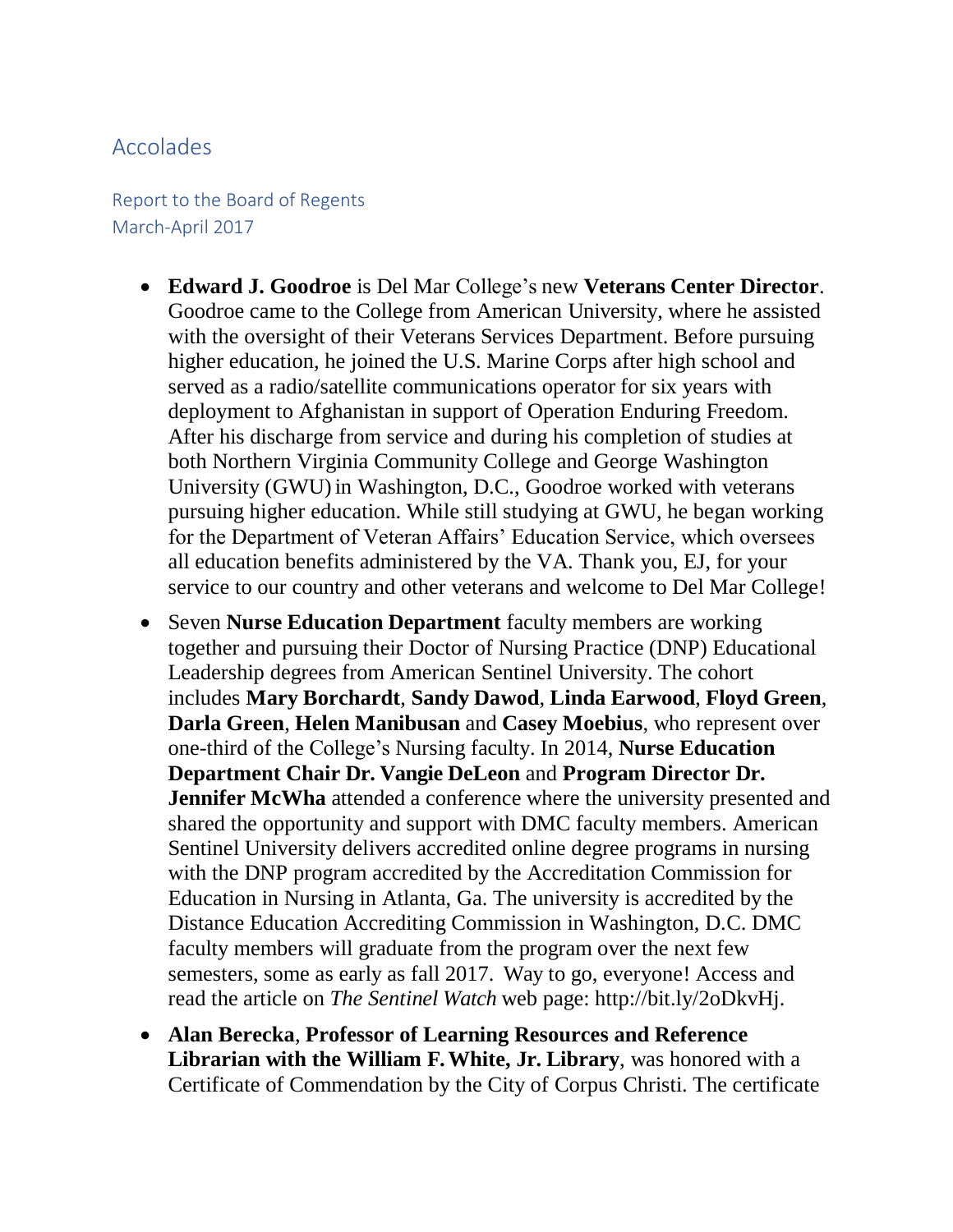# Accolades

## Report to the Board of Regents
March-April 2017

- **Edward J. Goodroe** is Del Mar College's new **Veterans Center Director**. Goodroe came to the College from American University, where he assisted with the oversight of their Veterans Services Department. Before pursuing higher education, he joined the U.S. Marine Corps after high school and served as a radio/satellite communications operator for six years with deployment to Afghanistan in support of Operation Enduring Freedom. After his discharge from service and during his completion of studies at both Northern Virginia Community College and George Washington University (GWU) in Washington, D.C., Goodroe worked with veterans pursuing higher education. While still studying at GWU, he began working for the Department of Veteran Affairs' Education Service, which oversees all education benefits administered by the VA. Thank you, EJ, for your service to our country and other veterans and welcome to Del Mar College!
- Seven **Nurse Education Department** faculty members are working together and pursuing their Doctor of Nursing Practice (DNP) Educational Leadership degrees from American Sentinel University. The cohort includes **Mary Borchardt**, **Sandy Dawod**, **Linda Earwood**, **Floyd Green**, **Darla Green**, **Helen Manibusan** and **Casey Moebius**, who represent over one-third of the College's Nursing faculty. In 2014, **Nurse Education Department Chair Dr. Vangie DeLeon** and **Program Director Dr. Jennifer McWha** attended a conference where the university presented and shared the opportunity and support with DMC faculty members. American Sentinel University delivers accredited online degree programs in nursing with the DNP program accredited by the Accreditation Commission for Education in Nursing in Atlanta, Ga. The university is accredited by the Distance Education Accrediting Commission in Washington, D.C. DMC faculty members will graduate from the program over the next few semesters, some as early as fall 2017. Way to go, everyone! Access and read the article on *The Sentinel Watch* web page: http://bit.ly/2oDkvHj.
- **Alan Berecka**, **Professor of Learning Resources and Reference Librarian with the William F. White, Jr. Library**, was honored with a Certificate of Commendation by the City of Corpus Christi. The certificate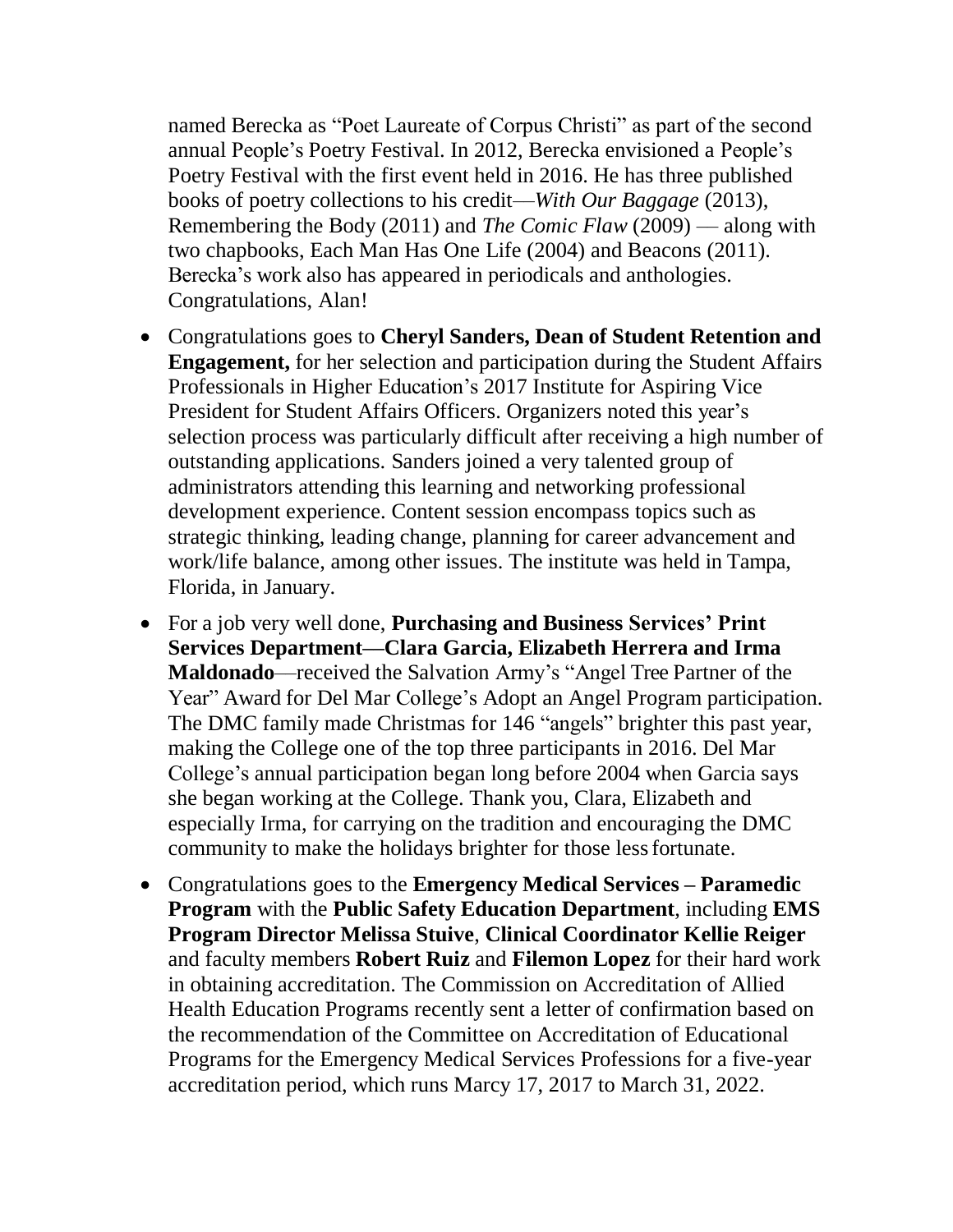named Berecka as "Poet Laureate of Corpus Christi" as part of the second annual People's Poetry Festival. In 2012, Berecka envisioned a People's Poetry Festival with the first event held in 2016. He has three published books of poetry collections to his credit—*With Our Baggage* (2013), Remembering the Body (2011) and *The Comic Flaw* (2009) — along with two chapbooks, Each Man Has One Life (2004) and Beacons (2011). Berecka's work also has appeared in periodicals and anthologies. Congratulations, Alan!

- Congratulations goes to **Cheryl Sanders, Dean of Student Retention and Engagement,** for her selection and participation during the Student Affairs Professionals in Higher Education's 2017 Institute for Aspiring Vice President for Student Affairs Officers. Organizers noted this year's selection process was particularly difficult after receiving a high number of outstanding applications. Sanders joined a very talented group of administrators attending this learning and networking professional development experience. Content session encompass topics such as strategic thinking, leading change, planning for career advancement and work/life balance, among other issues. The institute was held in Tampa, Florida, in January.
- For a job very well done, **Purchasing and Business Services' Print Services Department—Clara Garcia, Elizabeth Herrera and Irma Maldonado**—received the Salvation Army's "Angel Tree Partner of the Year" Award for Del Mar College's Adopt an Angel Program participation. The DMC family made Christmas for 146 "angels" brighter this past year, making the College one of the top three participants in 2016. Del Mar College's annual participation began long before 2004 when Garcia says she began working at the College. Thank you, Clara, Elizabeth and especially Irma, for carrying on the tradition and encouraging the DMC community to make the holidays brighter for those less fortunate.
- Congratulations goes to the **Emergency Medical Services – Paramedic Program** with the **Public Safety Education Department**, including **EMS Program Director Melissa Stuive**, **Clinical Coordinator Kellie Reiger** and faculty members **Robert Ruiz** and **Filemon Lopez** for their hard work in obtaining accreditation. The Commission on Accreditation of Allied Health Education Programs recently sent a letter of confirmation based on the recommendation of the Committee on Accreditation of Educational Programs for the Emergency Medical Services Professions for a five-year accreditation period, which runs Marcy 17, 2017 to March 31, 2022.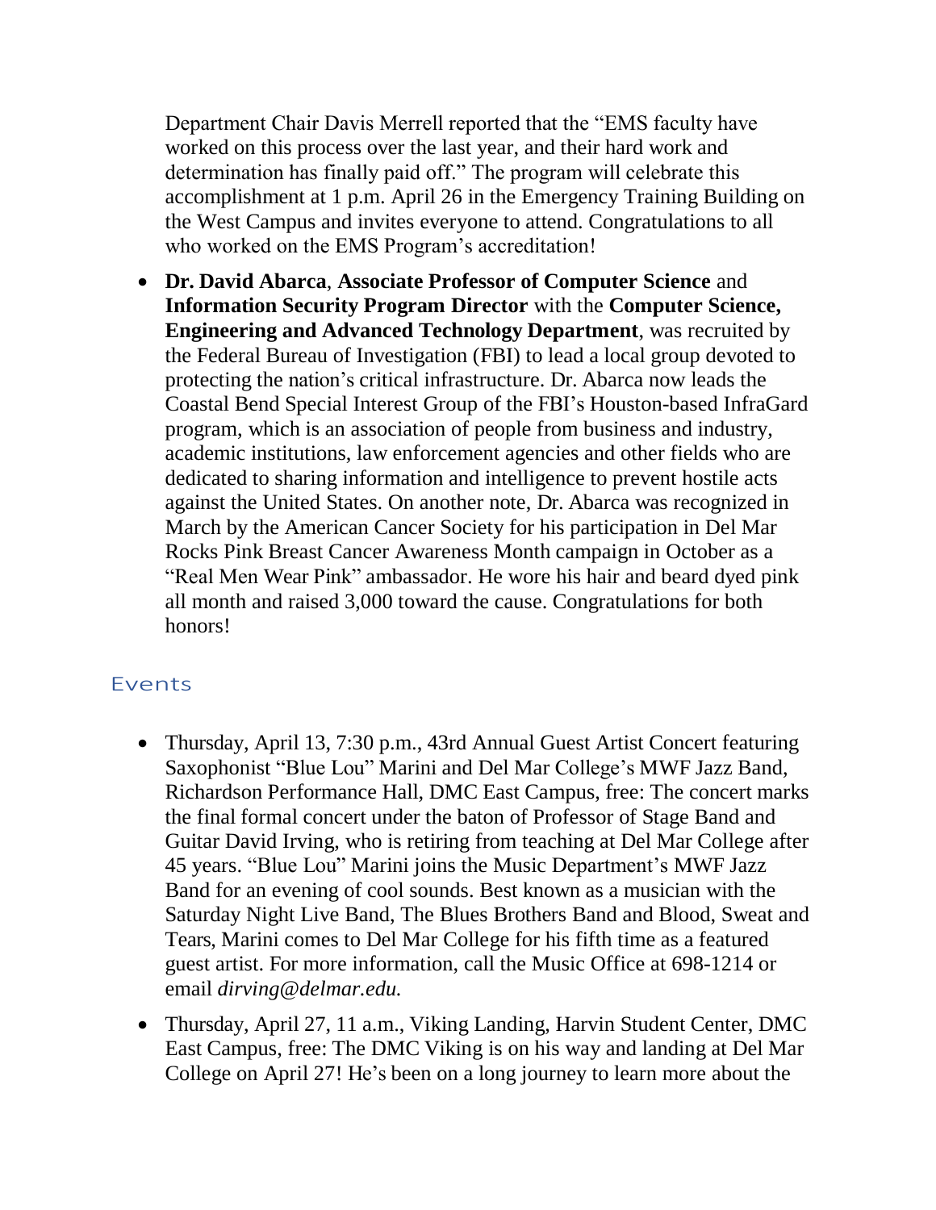Department Chair Davis Merrell reported that the "EMS faculty have worked on this process over the last year, and their hard work and determination has finally paid off." The program will celebrate this accomplishment at 1 p.m. April 26 in the Emergency Training Building on the West Campus and invites everyone to attend. Congratulations to all who worked on the EMS Program's accreditation!

- **Dr. David Abarca**, **Associate Professor of Computer Science** and **Information Security Program Director** with the **Computer Science, Engineering and Advanced Technology Department**, was recruited by the Federal Bureau of Investigation (FBI) to lead a local group devoted to protecting the nation's critical infrastructure. Dr. Abarca now leads the Coastal Bend Special Interest Group of the FBI's Houston-based InfraGard program, which is an association of people from business and industry, academic institutions, law enforcement agencies and other fields who are dedicated to sharing information and intelligence to prevent hostile acts against the United States. On another note, Dr. Abarca was recognized in March by the American Cancer Society for his participation in Del Mar Rocks Pink Breast Cancer Awareness Month campaign in October as a "Real Men Wear Pink" ambassador. He wore his hair and beard dyed pink all month and raised 3,000 toward the cause. Congratulations for both honors!

## Events

- Thursday, April 13, 7:30 p.m., 43rd Annual Guest Artist Concert featuring Saxophonist "Blue Lou" Marini and Del Mar College's MWF Jazz Band, Richardson Performance Hall, DMC East Campus, free: The concert marks the final formal concert under the baton of Professor of Stage Band and Guitar David Irving, who is retiring from teaching at Del Mar College after 45 years. "Blue Lou" Marini joins the Music Department's MWF Jazz Band for an evening of cool sounds. Best known as a musician with the Saturday Night Live Band, The Blues Brothers Band and Blood, Sweat and Tears, Marini comes to Del Mar College for his fifth time as a featured guest artist. For more information, call the Music Office at 698-1214 or email *dirving@delmar.edu.*
- Thursday, April 27, 11 a.m., Viking Landing, Harvin Student Center, DMC East Campus, free: The DMC Viking is on his way and landing at Del Mar College on April 27! He's been on a long journey to learn more about the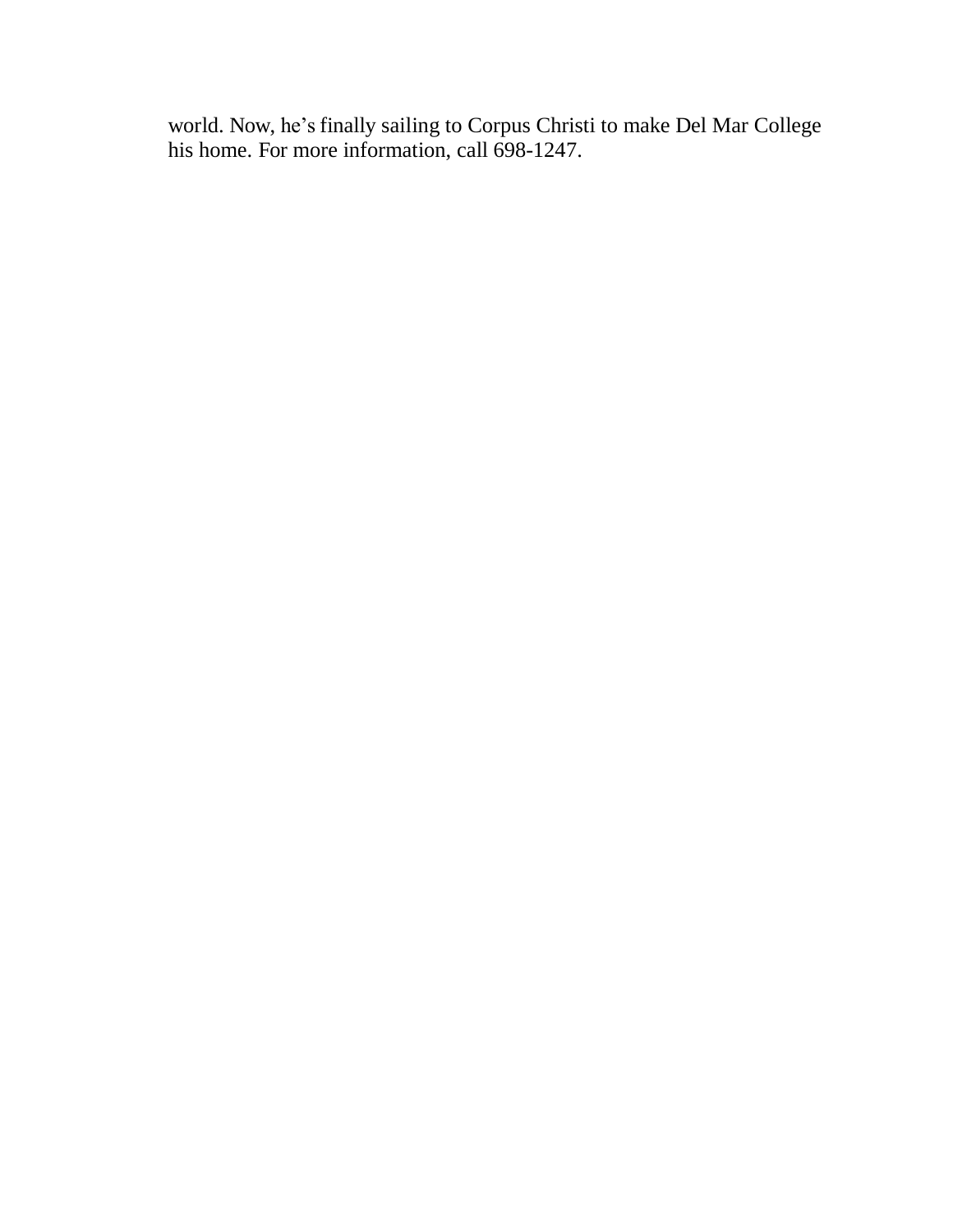world. Now, he's finally sailing to Corpus Christi to make Del Mar College his home. For more information, call 698-1247.